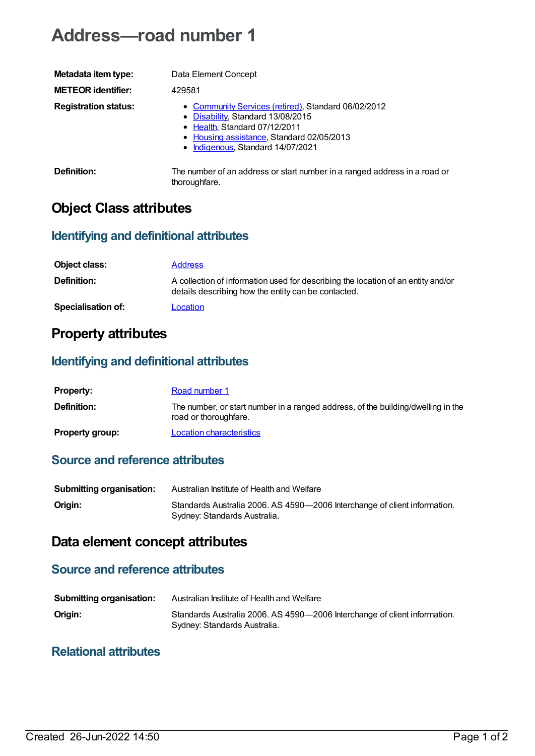# Address—road number 1

| | |
|---|---|
| **Metadata item type:** | Data Element Concept |
| **METEOR identifier:** | 429581 |
| **Registration status:** | • Community Services (retired), Standard 06/02/2012<br>• Disability, Standard 13/08/2015<br>• Health, Standard 07/12/2011<br>• Housing assistance, Standard 02/05/2013<br>• Indigenous, Standard 14/07/2021 |
| **Definition:** | The number of an address or start number in a ranged address in a road or thoroughfare. |

## Object Class attributes

### Identifying and definitional attributes

| | |
|---|---|
| **Object class:** | Address |
| **Definition:** | A collection of information used for describing the location of an entity and/or details describing how the entity can be contacted. |
| **Specialisation of:** | Location |

## Property attributes

### Identifying and definitional attributes

| | |
|---|---|
| **Property:** | Road number 1 |
| **Definition:** | The number, or start number in a ranged address, of the building/dwelling in the road or thoroughfare. |
| **Property group:** | Location characteristics |

### Source and reference attributes

| | |
|---|---|
| **Submitting organisation:** | Australian Institute of Health and Welfare |
| **Origin:** | Standards Australia 2006. AS 4590—2006 Interchange of client information. Sydney: Standards Australia. |

## Data element concept attributes

### Source and reference attributes

| | |
|---|---|
| **Submitting organisation:** | Australian Institute of Health and Welfare |
| **Origin:** | Standards Australia 2006. AS 4590—2006 Interchange of client information. Sydney: Standards Australia. |

### Relational attributes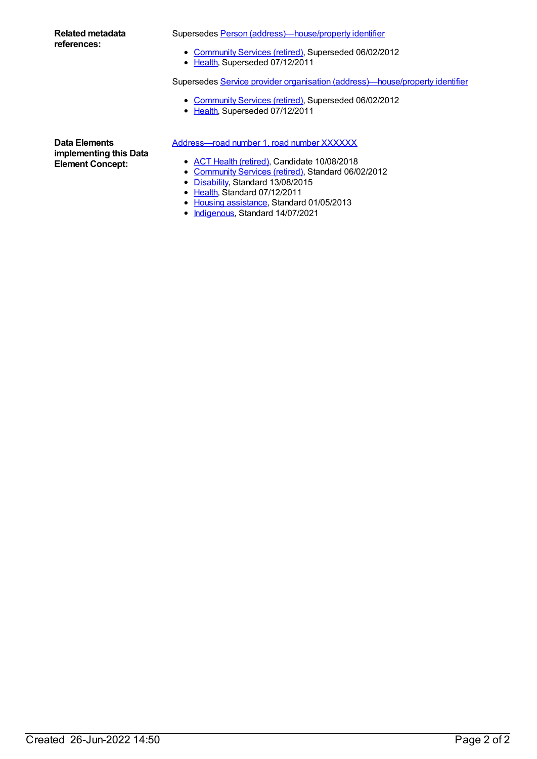**Related metadata references:**

Supersedes Person (address)—house/property identifier

- Community Services (retired), Superseded 06/02/2012
- Health, Superseded 07/12/2011

Supersedes Service provider organisation (address)—house/property identifier

- Community Services (retired), Superseded 06/02/2012
- Health, Superseded 07/12/2011

**Data Elements implementing this Data Element Concept:**

Address—road number 1, road number XXXXXX

- ACT Health (retired), Candidate 10/08/2018
- Community Services (retired), Standard 06/02/2012
- Disability, Standard 13/08/2015
- Health, Standard 07/12/2011
- Housing assistance, Standard 01/05/2013
- Indigenous, Standard 14/07/2021